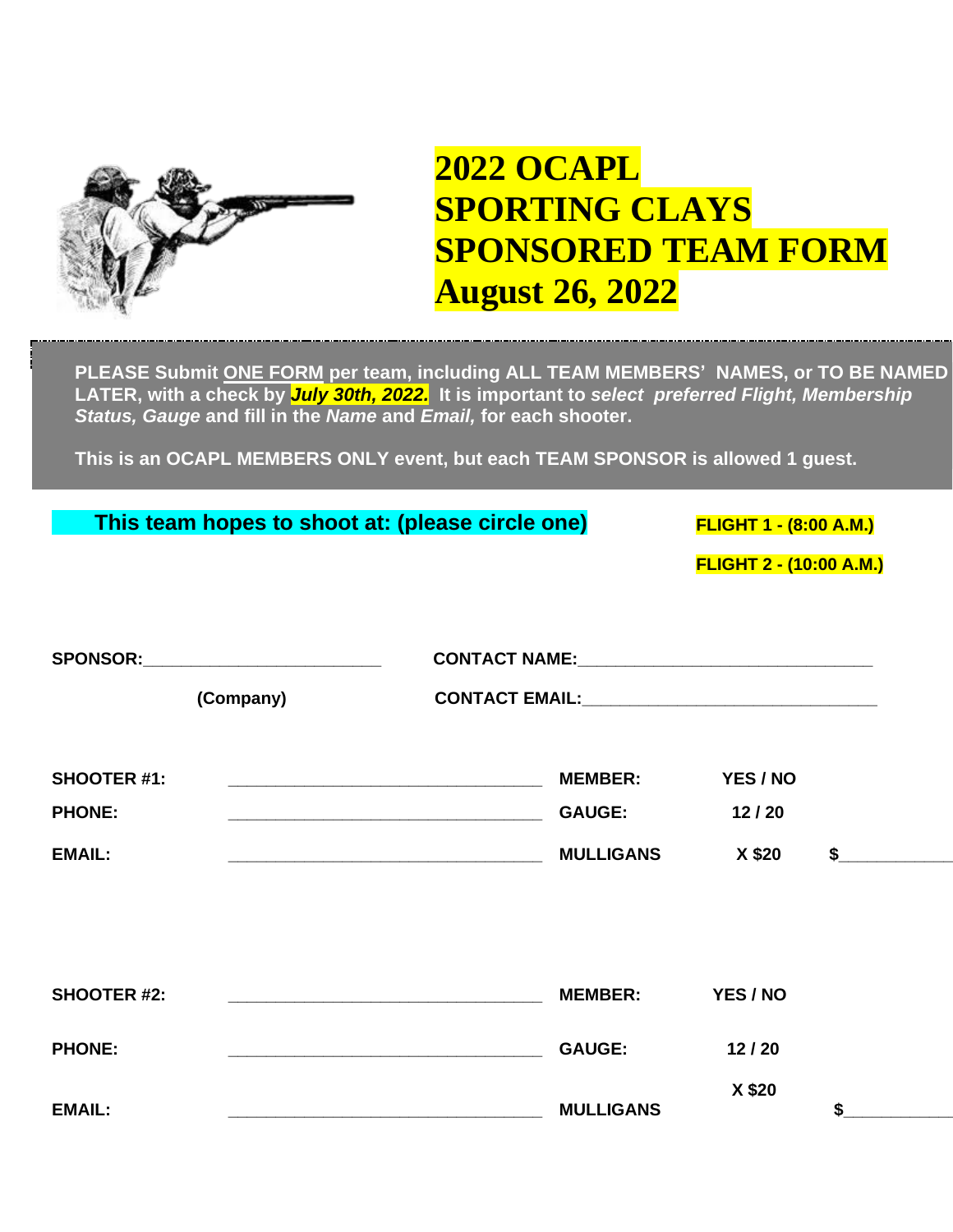# 2022 OCAPL SPORTING CLAYS SPONSORED TEAM FORM August 26, 2022

**PLEASE Submit ONE FORM per team, including ALL TEAM MEMBERS' NAMES, or TO BE NAMED LATER, with a check by *July 30th, 2022.* It is important to *select preferred Flight, Membership Status, Gauge* and fill in the *Name* and *Email,* for each shooter.**

**This is an OCAPL MEMBERS ONLY event, but each TEAM SPONSOR is allowed 1 guest.**

**This team hopes to shoot at: (please circle one)**

**FLIGHT 1 - (8:00 A.M.)**

**FLIGHT 2 - (10:00 A.M.)**

**SPONSOR:**__________________________ **CONTACT NAME:**________________________________

**(Company)** **CONTACT EMAIL:**________________________________

| | | | | |
|---|---|---|---|---|
| **SHOOTER #1:** | __________________________________ | **MEMBER:** | **YES / NO** | |
| **PHONE:** | __________________________________ | **GAUGE:** | **12 / 20** | |
| **EMAIL:** | __________________________________ | **MULLIGANS** | **X $20** | **$**___________ |

| | | | | |
|---|---|---|---|---|
| **SHOOTER #2:** | __________________________________ | **MEMBER:** | **YES / NO** | |
| **PHONE:** | __________________________________ | **GAUGE:** | **12 / 20** | |
| **EMAIL:** | __________________________________ | **MULLIGANS** | **X $20** | **$**___________ |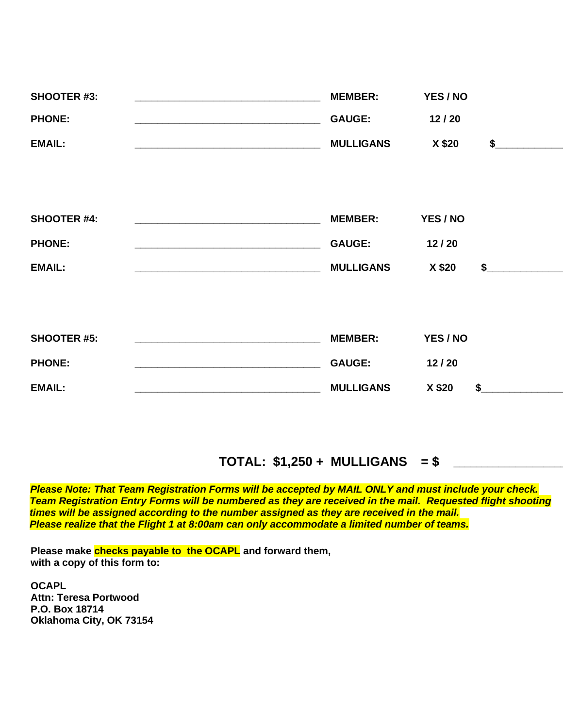| | | | | |
|---|---|---|---|---|
| **SHOOTER #3:** | ______________________________ | **MEMBER:** | **YES / NO** | |
| **PHONE:** | ______________________________ | **GAUGE:** | **12 / 20** | |
| **EMAIL:** | ______________________________ | **MULLIGANS** | **X $20** | **$**____________ |

| | | | | |
|---|---|---|---|---|
| **SHOOTER #4:** | ______________________________ | **MEMBER:** | **YES / NO** | |
| **PHONE:** | ______________________________ | **GAUGE:** | **12 / 20** | |
| **EMAIL:** | ______________________________ | **MULLIGANS** | **X $20** | **$**____________ |

| | | | | |
|---|---|---|---|---|
| **SHOOTER #5:** | ______________________________ | **MEMBER:** | **YES / NO** | |
| **PHONE:** | ______________________________ | **GAUGE:** | **12 / 20** | |
| **EMAIL:** | ______________________________ | **MULLIGANS** | **X $20** | **$**____________ |

**TOTAL: $1,250 + MULLIGANS = $ ______________**

***Please Note: That Team Registration Forms will be accepted by MAIL ONLY and must include your check. Team Registration Entry Forms will be numbered as they are received in the mail. Requested flight shooting times will be assigned according to the number assigned as they are received in the mail.***
***Please realize that the Flight 1 at 8:00am can only accommodate a limited number of teams.***

**Please make checks payable to the OCAPL and forward them, with a copy of this form to:**

**OCAPL**
**Attn: Teresa Portwood**
**P.O. Box 18714**
**Oklahoma City, OK 73154**